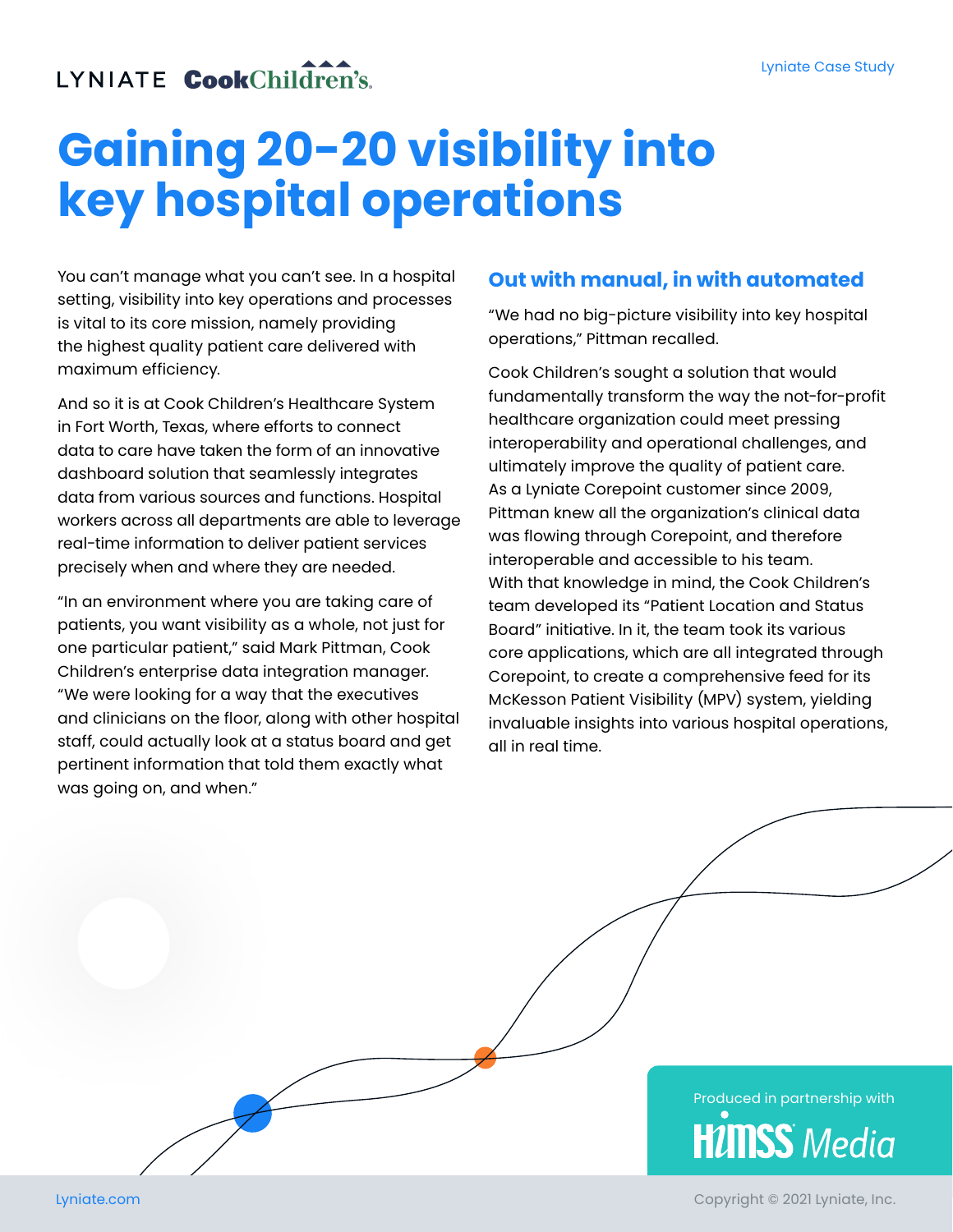LYNIATE Cook Children's

Lyniate Case Study

# Gaining 20-20 visibility into key hospital operations

You can't manage what you can't see. In a hospital setting, visibility into key operations and processes is vital to its core mission, namely providing the highest quality patient care delivered with maximum efficiency.

And so it is at Cook Children's Healthcare System in Fort Worth, Texas, where efforts to connect data to care have taken the form of an innovative dashboard solution that seamlessly integrates data from various sources and functions. Hospital workers across all departments are able to leverage real-time information to deliver patient services precisely when and where they are needed.

"In an environment where you are taking care of patients, you want visibility as a whole, not just for one particular patient," said Mark Pittman, Cook Children's enterprise data integration manager. "We were looking for a way that the executives and clinicians on the floor, along with other hospital staff, could actually look at a status board and get pertinent information that told them exactly what was going on, and when."

## Out with manual, in with automated

"We had no big-picture visibility into key hospital operations," Pittman recalled.

Cook Children's sought a solution that would fundamentally transform the way the not-for-profit healthcare organization could meet pressing interoperability and operational challenges, and ultimately improve the quality of patient care. As a Lyniate Corepoint customer since 2009, Pittman knew all the organization's clinical data was flowing through Corepoint, and therefore interoperable and accessible to his team. With that knowledge in mind, the Cook Children's team developed its "Patient Location and Status Board" initiative. In it, the team took its various core applications, which are all integrated through Corepoint, to create a comprehensive feed for its McKesson Patient Visibility (MPV) system, yielding invaluable insights into various hospital operations, all in real time.

Produced in partnership with HIMSS Media

Lyniate.com

Copyright © 2021 Lyniate, Inc.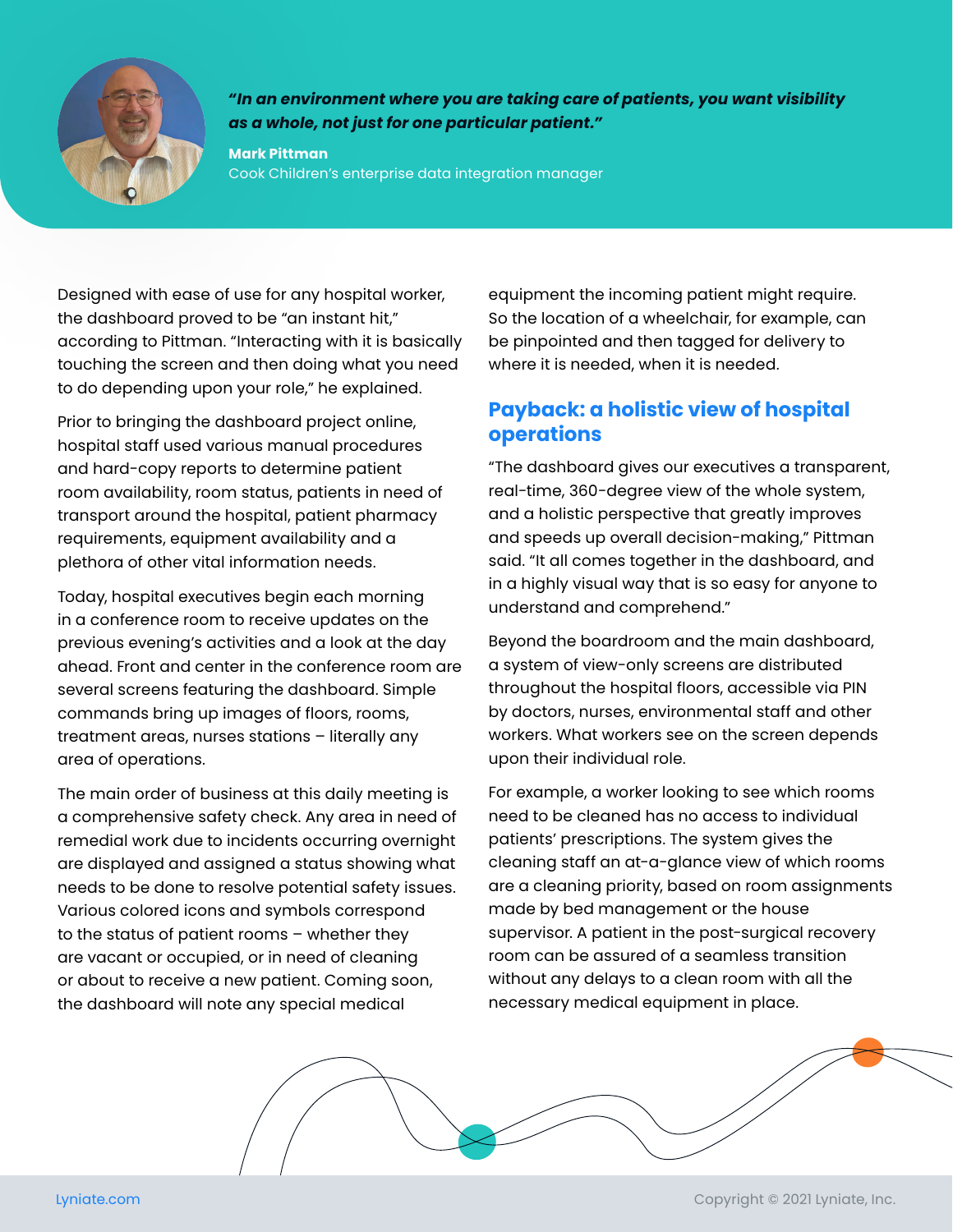> ***"In an environment where you are taking care of patients, you want visibility as a whole, not just for one particular patient."***
>
> **Mark Pittman**
> Cook Children's enterprise data integration manager

Designed with ease of use for any hospital worker, the dashboard proved to be "an instant hit," according to Pittman. "Interacting with it is basically touching the screen and then doing what you need to do depending upon your role," he explained.

Prior to bringing the dashboard project online, hospital staff used various manual procedures and hard-copy reports to determine patient room availability, room status, patients in need of transport around the hospital, patient pharmacy requirements, equipment availability and a plethora of other vital information needs.

Today, hospital executives begin each morning in a conference room to receive updates on the previous evening's activities and a look at the day ahead. Front and center in the conference room are several screens featuring the dashboard. Simple commands bring up images of floors, rooms, treatment areas, nurses stations – literally any area of operations.

The main order of business at this daily meeting is a comprehensive safety check. Any area in need of remedial work due to incidents occurring overnight are displayed and assigned a status showing what needs to be done to resolve potential safety issues. Various colored icons and symbols correspond to the status of patient rooms – whether they are vacant or occupied, or in need of cleaning or about to receive a new patient. Coming soon, the dashboard will note any special medical equipment the incoming patient might require. So the location of a wheelchair, for example, can be pinpointed and then tagged for delivery to where it is needed, when it is needed.

## Payback: a holistic view of hospital operations

"The dashboard gives our executives a transparent, real-time, 360-degree view of the whole system, and a holistic perspective that greatly improves and speeds up overall decision-making," Pittman said. "It all comes together in the dashboard, and in a highly visual way that is so easy for anyone to understand and comprehend."

Beyond the boardroom and the main dashboard, a system of view-only screens are distributed throughout the hospital floors, accessible via PIN by doctors, nurses, environmental staff and other workers. What workers see on the screen depends upon their individual role.

For example, a worker looking to see which rooms need to be cleaned has no access to individual patients' prescriptions. The system gives the cleaning staff an at-a-glance view of which rooms are a cleaning priority, based on room assignments made by bed management or the house supervisor. A patient in the post-surgical recovery room can be assured of a seamless transition without any delays to a clean room with all the necessary medical equipment in place.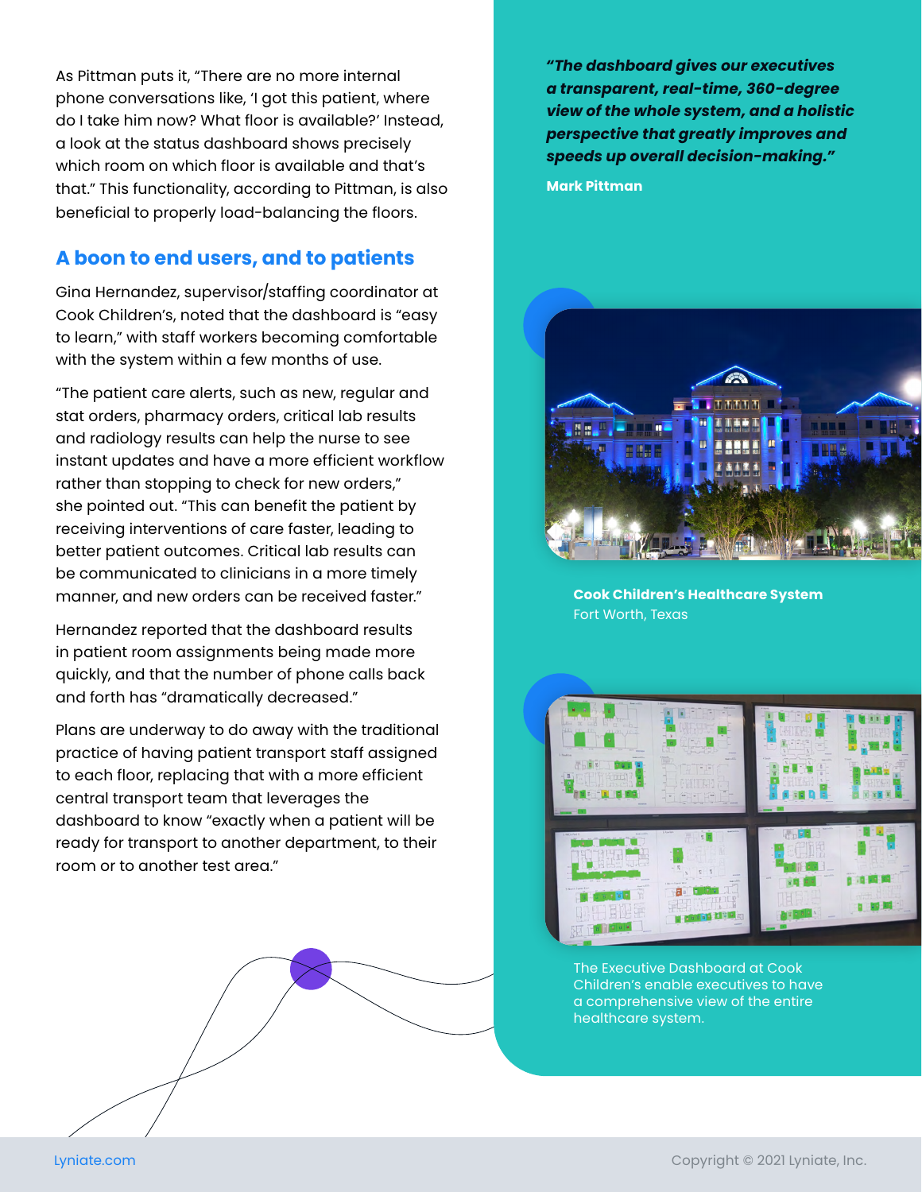As Pittman puts it, "There are no more internal phone conversations like, 'I got this patient, where do I take him now? What floor is available?' Instead, a look at the status dashboard shows precisely which room on which floor is available and that's that." This functionality, according to Pittman, is also beneficial to properly load-balancing the floors.

## A boon to end users, and to patients

Gina Hernandez, supervisor/staffing coordinator at Cook Children's, noted that the dashboard is "easy to learn," with staff workers becoming comfortable with the system within a few months of use.

"The patient care alerts, such as new, regular and stat orders, pharmacy orders, critical lab results and radiology results can help the nurse to see instant updates and have a more efficient workflow rather than stopping to check for new orders," she pointed out. "This can benefit the patient by receiving interventions of care faster, leading to better patient outcomes. Critical lab results can be communicated to clinicians in a more timely manner, and new orders can be received faster."

Hernandez reported that the dashboard results in patient room assignments being made more quickly, and that the number of phone calls back and forth has "dramatically decreased."

Plans are underway to do away with the traditional practice of having patient transport staff assigned to each floor, replacing that with a more efficient central transport team that leverages the dashboard to know "exactly when a patient will be ready for transport to another department, to their room or to another test area."

***"The dashboard gives our executives a transparent, real-time, 360-degree view of the whole system, and a holistic perspective that greatly improves and speeds up overall decision-making."***

**Mark Pittman**

**Cook Children's Healthcare System**
Fort Worth, Texas

The Executive Dashboard at Cook Children's enable executives to have a comprehensive view of the entire healthcare system.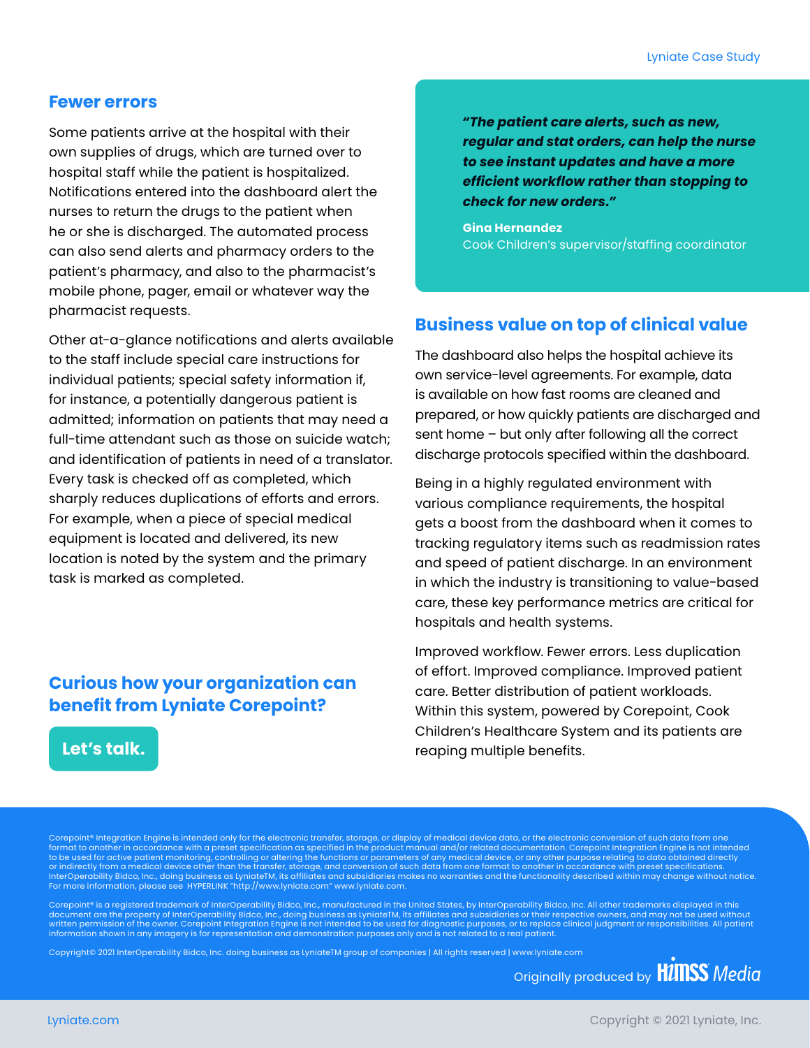## Fewer errors

Some patients arrive at the hospital with their own supplies of drugs, which are turned over to hospital staff while the patient is hospitalized. Notifications entered into the dashboard alert the nurses to return the drugs to the patient when he or she is discharged. The automated process can also send alerts and pharmacy orders to the patient's pharmacy, and also to the pharmacist's mobile phone, pager, email or whatever way the pharmacist requests.

Other at-a-glance notifications and alerts available to the staff include special care instructions for individual patients; special safety information if, for instance, a potentially dangerous patient is admitted; information on patients that may need a full-time attendant such as those on suicide watch; and identification of patients in need of a translator. Every task is checked off as completed, which sharply reduces duplications of efforts and errors. For example, when a piece of special medical equipment is located and delivered, its new location is noted by the system and the primary task is marked as completed.

> ***"The patient care alerts, such as new, regular and stat orders, can help the nurse to see instant updates and have a more efficient workflow rather than stopping to check for new orders."***
>
> **Gina Hernandez**
> Cook Children's supervisor/staffing coordinator

## Business value on top of clinical value

The dashboard also helps the hospital achieve its own service-level agreements. For example, data is available on how fast rooms are cleaned and prepared, or how quickly patients are discharged and sent home – but only after following all the correct discharge protocols specified within the dashboard.

Being in a highly regulated environment with various compliance requirements, the hospital gets a boost from the dashboard when it comes to tracking regulatory items such as readmission rates and speed of patient discharge. In an environment in which the industry is transitioning to value-based care, these key performance metrics are critical for hospitals and health systems.

Improved workflow. Fewer errors. Less duplication of effort. Improved compliance. Improved patient care. Better distribution of patient workloads. Within this system, powered by Corepoint, Cook Children's Healthcare System and its patients are reaping multiple benefits.

## Curious how your organization can benefit from Lyniate Corepoint?

**Let's talk.**

Corepoint® Integration Engine is intended only for the electronic transfer, storage, or display of medical device data, or the electronic conversion of such data from one format to another in accordance with a preset specification as specified in the product manual and/or related documentation. Corepoint Integration Engine is not intended to be used for active patient monitoring, controlling or altering the functions or parameters of any medical device, or any other purpose relating to data obtained directly or indirectly from a medical device other than the transfer, storage, and conversion of such data from one format to another in accordance with preset specifications. InterOperability Bidco, Inc., doing business as LyniateTM, its affiliates and subsidiaries makes no warranties and the functionality described within may change without notice. For more information, please see HYPERLINK "http://www.lyniate.com" www.lyniate.com.

Corepoint® is a registered trademark of InterOperability Bidco, Inc., manufactured in the United States, by InterOperability Bidco, Inc. All other trademarks displayed in this document are the property of InterOperability Bidco, Inc., doing business as LyniateTM, its affiliates and subsidiaries or their respective owners, and may not be used without written permission of the owner. Corepoint Integration Engine is not intended to be used for diagnostic purposes, or to replace clinical judgment or responsibilities. All patient information shown in any imagery is for representation and demonstration purposes only and is not related to a real patient.

Copyright© 2021 InterOperability Bidco, Inc. doing business as LyniateTM group of companies | All rights reserved | www.lyniate.com

Originally produced by HIMSS Media